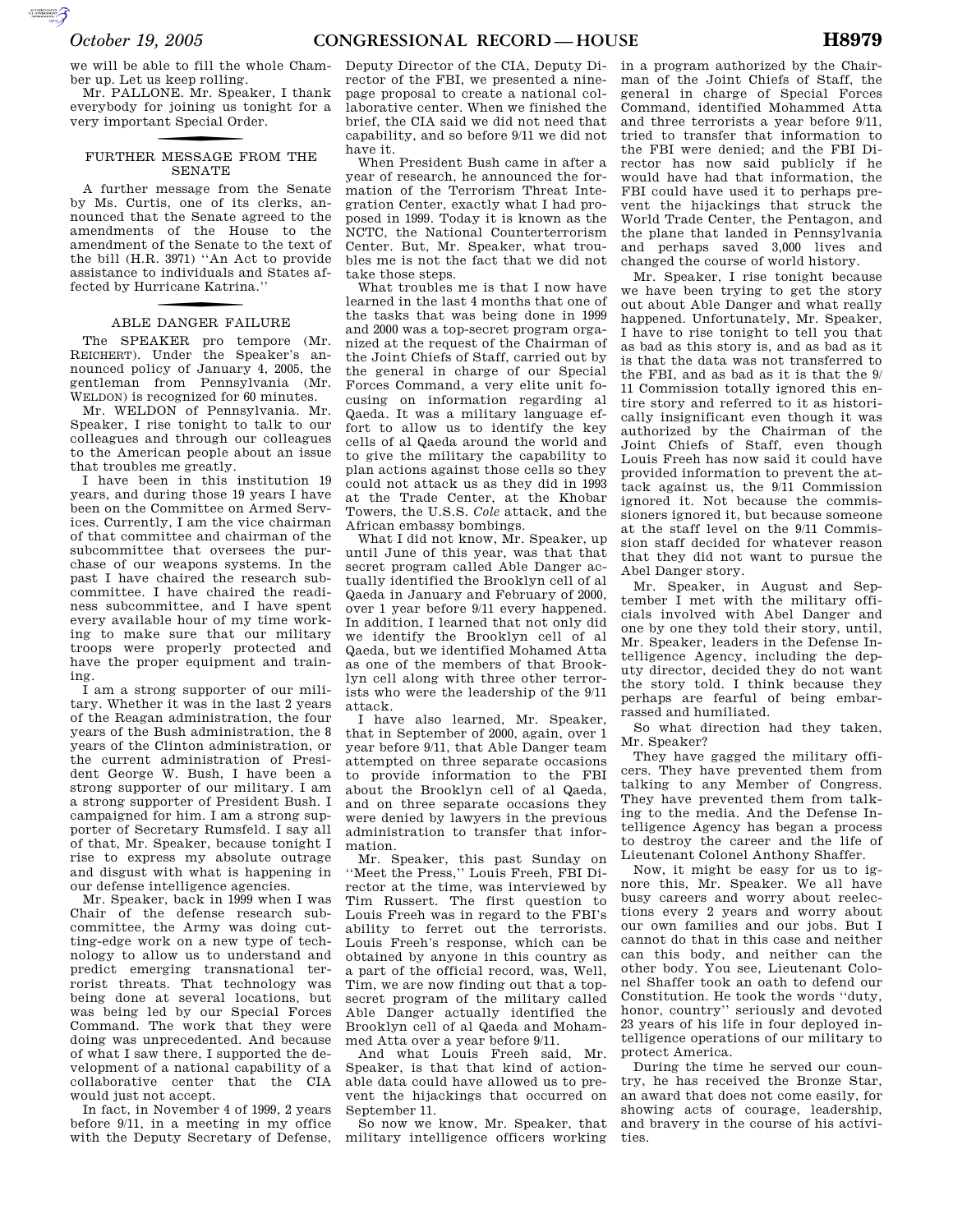we will be able to fill the whole Chamber up. Let us keep rolling.

Mr. PALLONE. Mr. Speaker, I thank everybody for joining us tonight for a very important Special Order.

## FURTHER MESSAGE FROM THE SENATE

A further message from the Senate by Ms. Curtis, one of its clerks, announced that the Senate agreed to the amendments of the House to the amendment of the Senate to the text of the bill (H.R. 3971) ''An Act to provide assistance to individuals and States affected by Hurricane Katrina.''

## ABLE DANGER FAILURE

The SPEAKER pro tempore (Mr. REICHERT). Under the Speaker's announced policy of January 4, 2005, the gentleman from Pennsylvania (Mr. WELDON) is recognized for 60 minutes.

Mr. WELDON of Pennsylvania. Mr. Speaker, I rise tonight to talk to our colleagues and through our colleagues to the American people about an issue that troubles me greatly.

I have been in this institution 19 years, and during those 19 years I have been on the Committee on Armed Services. Currently, I am the vice chairman of that committee and chairman of the subcommittee that oversees the purchase of our weapons systems. In the past I have chaired the research subcommittee. I have chaired the readiness subcommittee, and I have spent every available hour of my time working to make sure that our military troops were properly protected and have the proper equipment and training.

I am a strong supporter of our military. Whether it was in the last 2 years of the Reagan administration, the four years of the Bush administration, the 8 years of the Clinton administration, or the current administration of President George W. Bush, I have been a strong supporter of our military. I am a strong supporter of President Bush. I campaigned for him. I am a strong supporter of Secretary Rumsfeld. I say all of that, Mr. Speaker, because tonight I rise to express my absolute outrage and disgust with what is happening in our defense intelligence agencies.

Mr. Speaker, back in 1999 when I was Chair of the defense research subcommittee, the Army was doing cutting-edge work on a new type of technology to allow us to understand and predict emerging transnational terrorist threats. That technology was being done at several locations, but was being led by our Special Forces Command. The work that they were doing was unprecedented. And because of what I saw there, I supported the development of a national capability of a collaborative center that the CIA would just not accept.

In fact, in November 4 of 1999, 2 years before 9/11, in a meeting in my office with the Deputy Secretary of Defense, Deputy Director of the CIA, Deputy Director of the FBI, we presented a nine-page proposal to create a national collaborative center. When we finished the brief, the CIA said we did not need that capability, and so before 9/11 we did not have it.

When President Bush came in after a year of research, he announced the formation of the Terrorism Threat Integration Center, exactly what I had proposed in 1999. Today it is known as the NCTC, the National Counterterrorism Center. But, Mr. Speaker, what troubles me is not the fact that we did not take those steps.

What troubles me is that I now have learned in the last 4 months that one of the tasks that was being done in 1999 and 2000 was a top-secret program organized at the request of the Chairman of the Joint Chiefs of Staff, carried out by the general in charge of our Special Forces Command, a very elite unit focusing on information regarding al Qaeda. It was a military language effort to allow us to identify the key cells of al Qaeda around the world and to give the military the capability to plan actions against those cells so they could not attack us as they did in 1993 at the Trade Center, at the Khobar Towers, the U.S.S. *Cole* attack, and the African embassy bombings.

What I did not know, Mr. Speaker, up until June of this year, was that that secret program called Able Danger actually identified the Brooklyn cell of al Qaeda in January and February of 2000, over 1 year before 9/11 every happened. In addition, I learned that not only did we identify the Brooklyn cell of al Qaeda, but we identified Mohamed Atta as one of the members of that Brooklyn cell along with three other terrorists who were the leadership of the 9/11 attack.

I have also learned, Mr. Speaker, that in September of 2000, again, over 1 year before 9/11, that Able Danger team attempted on three separate occasions to provide information to the FBI about the Brooklyn cell of al Qaeda, and on three separate occasions they were denied by lawyers in the previous administration to transfer that information.

Mr. Speaker, this past Sunday on ''Meet the Press,'' Louis Freeh, FBI Director at the time, was interviewed by Tim Russert. The first question to Louis Freeh was in regard to the FBI's ability to ferret out the terrorists. Louis Freeh's response, which can be obtained by anyone in this country as a part of the official record, was, Well, Tim, we are now finding out that a top-secret program of the military called Able Danger actually identified the Brooklyn cell of al Qaeda and Mohammed Atta over a year before 9/11.

And what Louis Freeh said, Mr. Speaker, is that that kind of actionable data could have allowed us to prevent the hijackings that occurred on September 11.

So now we know, Mr. Speaker, that military intelligence officers working in a program authorized by the Chairman of the Joint Chiefs of Staff, the general in charge of Special Forces Command, identified Mohammed Atta and three terrorists a year before 9/11, tried to transfer that information to the FBI were denied; and the FBI Director has now said publicly if he would have had that information, the FBI could have used it to perhaps prevent the hijackings that struck the World Trade Center, the Pentagon, and the plane that landed in Pennsylvania and perhaps saved 3,000 lives and changed the course of world history.

Mr. Speaker, I rise tonight because we have been trying to get the story out about Able Danger and what really happened. Unfortunately, Mr. Speaker, I have to rise tonight to tell you that as bad as this story is, and as bad as it is that the data was not transferred to the FBI, and as bad as it is that the 9/11 Commission totally ignored this entire story and referred to it as historically insignificant even though it was authorized by the Chairman of the Joint Chiefs of Staff, even though Louis Freeh has now said it could have provided information to prevent the attack against us, the 9/11 Commission ignored it. Not because the commissioners ignored it, but because someone at the staff level on the 9/11 Commission staff decided for whatever reason that they did not want to pursue the Abel Danger story.

Mr. Speaker, in August and September I met with the military officials involved with Abel Danger and one by one they told their story, until, Mr. Speaker, leaders in the Defense Intelligence Agency, including the deputy director, decided they do not want the story told. I think because they perhaps are fearful of being embarrassed and humiliated.

So what direction had they taken, Mr. Speaker?

They have gagged the military officers. They have prevented them from talking to any Member of Congress. They have prevented them from talking to the media. And the Defense Intelligence Agency has began a process to destroy the career and the life of Lieutenant Colonel Anthony Shaffer.

Now, it might be easy for us to ignore this, Mr. Speaker. We all have busy careers and worry about reelections every 2 years and worry about our own families and our jobs. But I cannot do that in this case and neither can this body, and neither can the other body. You see, Lieutenant Colonel Shaffer took an oath to defend our Constitution. He took the words ''duty, honor, country'' seriously and devoted 23 years of his life in four deployed intelligence operations of our military to protect America.

During the time he served our country, he has received the Bronze Star, an award that does not come easily, for showing acts of courage, leadership, and bravery in the course of his activities.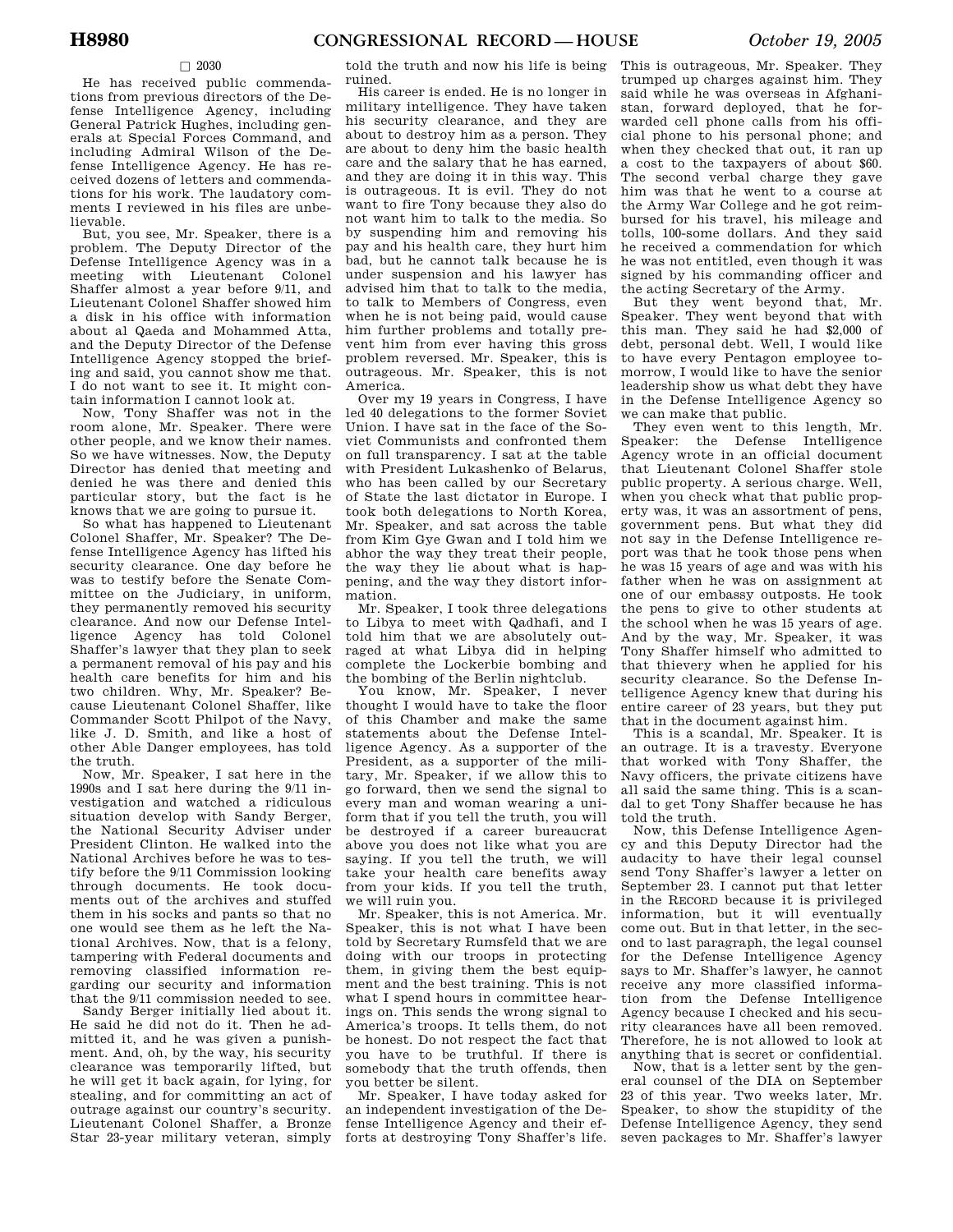□ 2030

He has received public commendations from previous directors of the Defense Intelligence Agency, including General Patrick Hughes, including generals at Special Forces Command, and including Admiral Wilson of the Defense Intelligence Agency. He has received dozens of letters and commendations for his work. The laudatory comments I reviewed in his files are unbelievable.

But, you see, Mr. Speaker, there is a problem. The Deputy Director of the Defense Intelligence Agency was in a meeting with Lieutenant Colonel Shaffer almost a year before 9/11, and Lieutenant Colonel Shaffer showed him a disk in his office with information about al Qaeda and Mohammed Atta, and the Deputy Director of the Defense Intelligence Agency stopped the briefing and said, you cannot show me that. I do not want to see it. It might contain information I cannot look at.

Now, Tony Shaffer was not in the room alone, Mr. Speaker. There were other people, and we know their names. So we have witnesses. Now, the Deputy Director has denied that meeting and denied he was there and denied this particular story, but the fact is he knows that we are going to pursue it.

So what has happened to Lieutenant Colonel Shaffer, Mr. Speaker? The Defense Intelligence Agency has lifted his security clearance. One day before he was to testify before the Senate Committee on the Judiciary, in uniform, they permanently removed his security clearance. And now our Defense Intelligence Agency has told Colonel Shaffer's lawyer that they plan to seek a permanent removal of his pay and his health care benefits for him and his two children. Why, Mr. Speaker? Because Lieutenant Colonel Shaffer, like Commander Scott Philpot of the Navy, like J. D. Smith, and like a host of other Able Danger employees, has told the truth.

Now, Mr. Speaker, I sat here in the 1990s and I sat here during the 9/11 investigation and watched a ridiculous situation develop with Sandy Berger, the National Security Adviser under President Clinton. He walked into the National Archives before he was to testify before the 9/11 Commission looking through documents. He took documents out of the archives and stuffed them in his socks and pants so that no one would see them as he left the National Archives. Now, that is a felony, tampering with Federal documents and removing classified information regarding our security and information that the 9/11 commission needed to see.

Sandy Berger initially lied about it. He said he did not do it. Then he admitted it, and he was given a punishment. And, oh, by the way, his security clearance was temporarily lifted, but he will get it back again, for lying, for stealing, and for committing an act of outrage against our country's security. Lieutenant Colonel Shaffer, a Bronze Star 23-year military veteran, simply told the truth and now his life is being ruined.

His career is ended. He is no longer in military intelligence. They have taken his security clearance, and they are about to destroy him as a person. They are about to deny him the basic health care and the salary that he has earned, and they are doing it in this way. This is outrageous. It is evil. They do not want to fire Tony because they also do not want him to talk to the media. So by suspending him and removing his pay and his health care, they hurt him bad, but he cannot talk because he is under suspension and his lawyer has advised him that to talk to the media, to talk to Members of Congress, even when he is not being paid, would cause him further problems and totally prevent him from ever having this gross problem reversed. Mr. Speaker, this is outrageous. Mr. Speaker, this is not America.

Over my 19 years in Congress, I have led 40 delegations to the former Soviet Union. I have sat in the face of the Soviet Communists and confronted them on full transparency. I sat at the table with President Lukashenko of Belarus, who has been called by our Secretary of State the last dictator in Europe. I took both delegations to North Korea, Mr. Speaker, and sat across the table from Kim Gye Gwan and I told him we abhor the way they treat their people, the way they lie about what is happening, and the way they distort information.

Mr. Speaker, I took three delegations to Libya to meet with Qadhafi, and I told him that we are absolutely outraged at what Libya did in helping complete the Lockerbie bombing and the bombing of the Berlin nightclub.

You know, Mr. Speaker, I never thought I would have to take the floor of this Chamber and make the same statements about the Defense Intelligence Agency. As a supporter of the President, as a supporter of the military, Mr. Speaker, if we allow this to go forward, then we send the signal to every man and woman wearing a uniform that if you tell the truth, you will be destroyed if a career bureaucrat above you does not like what you are saying. If you tell the truth, we will take your health care benefits away from your kids. If you tell the truth, we will ruin you.

Mr. Speaker, this is not America. Mr. Speaker, this is not what I have been told by Secretary Rumsfeld that we are doing with our troops in protecting them, in giving them the best equipment and the best training. This is not what I spend hours in committee hearings on. This sends the wrong signal to America's troops. It tells them, do not be honest. Do not respect the fact that you have to be truthful. If there is somebody that the truth offends, then you better be silent.

Mr. Speaker, I have today asked for an independent investigation of the Defense Intelligence Agency and their efforts at destroying Tony Shaffer's life. This is outrageous, Mr. Speaker. They trumped up charges against him. They said while he was overseas in Afghanistan, forward deployed, that he forwarded cell phone calls from his official phone to his personal phone; and when they checked that out, it ran up a cost to the taxpayers of about $60. The second verbal charge they gave him was that he went to a course at the Army War College and he got reimbursed for his travel, his mileage and tolls, 100-some dollars. And they said he received a commendation for which he was not entitled, even though it was signed by his commanding officer and the acting Secretary of the Army.

But they went beyond that, Mr. Speaker. They went beyond that with this man. They said he had $2,000 of debt, personal debt. Well, I would like to have every Pentagon employee tomorrow, I would like to have the senior leadership show us what debt they have in the Defense Intelligence Agency so we can make that public.

They even went to this length, Mr. Speaker: the Defense Intelligence Agency wrote in an official document that Lieutenant Colonel Shaffer stole public property. A serious charge. Well, when you check what that public property was, it was an assortment of pens, government pens. But what they did not say in the Defense Intelligence report was that he took those pens when he was 15 years of age and was with his father when he was on assignment at one of our embassy outposts. He took the pens to give to other students at the school when he was 15 years of age. And by the way, Mr. Speaker, it was Tony Shaffer himself who admitted to that thievery when he applied for his security clearance. So the Defense Intelligence Agency knew that during his entire career of 23 years, but they put that in the document against him.

This is a scandal, Mr. Speaker. It is an outrage. It is a travesty. Everyone that worked with Tony Shaffer, the Navy officers, the private citizens have all said the same thing. This is a scandal to get Tony Shaffer because he has told the truth.

Now, this Defense Intelligence Agency and this Deputy Director had the audacity to have their legal counsel send Tony Shaffer's lawyer a letter on September 23. I cannot put that letter in the RECORD because it is privileged information, but it will eventually come out. But in that letter, in the second to last paragraph, the legal counsel for the Defense Intelligence Agency says to Mr. Shaffer's lawyer, he cannot receive any more classified information from the Defense Intelligence Agency because I checked and his security clearances have all been removed. Therefore, he is not allowed to look at anything that is secret or confidential.

Now, that is a letter sent by the general counsel of the DIA on September 23 of this year. Two weeks later, Mr. Speaker, to show the stupidity of the Defense Intelligence Agency, they send seven packages to Mr. Shaffer's lawyer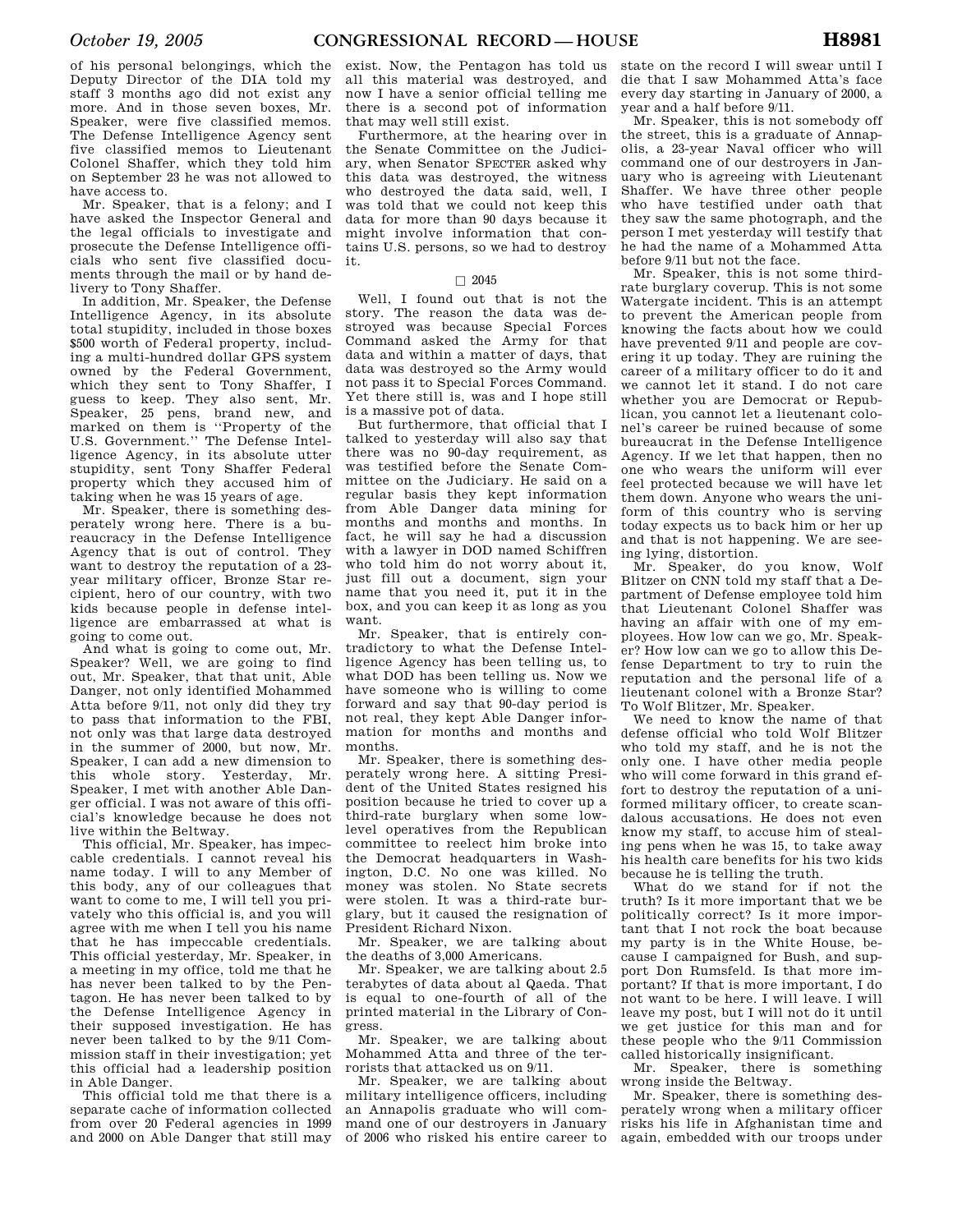of his personal belongings, which the Deputy Director of the DIA told my staff 3 months ago did not exist any more. And in those seven boxes, Mr. Speaker, were five classified memos. The Defense Intelligence Agency sent five classified memos to Lieutenant Colonel Shaffer, which they told him on September 23 he was not allowed to have access to.

Mr. Speaker, that is a felony; and I have asked the Inspector General and the legal officials to investigate and prosecute the Defense Intelligence officials who sent five classified documents through the mail or by hand delivery to Tony Shaffer.

In addition, Mr. Speaker, the Defense Intelligence Agency, in its absolute total stupidity, included in those boxes $500 worth of Federal property, including a multi-hundred dollar GPS system owned by the Federal Government, which they sent to Tony Shaffer, I guess to keep. They also sent, Mr. Speaker, 25 pens, brand new, and marked on them is ''Property of the U.S. Government.'' The Defense Intelligence Agency, in its absolute utter stupidity, sent Tony Shaffer Federal property which they accused him of taking when he was 15 years of age.

Mr. Speaker, there is something desperately wrong here. There is a bureaucracy in the Defense Intelligence Agency that is out of control. They want to destroy the reputation of a 23-year military officer, Bronze Star recipient, hero of our country, with two kids because people in defense intelligence are embarrassed at what is going to come out.

And what is going to come out, Mr. Speaker? Well, we are going to find out, Mr. Speaker, that that unit, Able Danger, not only identified Mohammed Atta before 9/11, not only did they try to pass that information to the FBI, not only was that large data destroyed in the summer of 2000, but now, Mr. Speaker, I can add a new dimension to this whole story. Yesterday, Mr. Speaker, I met with another Able Danger official. I was not aware of this official's knowledge because he does not live within the Beltway.

This official, Mr. Speaker, has impeccable credentials. I cannot reveal his name today. I will to any Member of this body, any of our colleagues that want to come to me, I will tell you privately who this official is, and you will agree with me when I tell you his name that he has impeccable credentials. This official yesterday, Mr. Speaker, in a meeting in my office, told me that he has never been talked to by the Pentagon. He has never been talked to by the Defense Intelligence Agency in their supposed investigation. He has never been talked to by the 9/11 Commission staff in their investigation; yet this official had a leadership position in Able Danger.

This official told me that there is a separate cache of information collected from over 20 Federal agencies in 1999 and 2000 on Able Danger that still may exist. Now, the Pentagon has told us all this material was destroyed, and now I have a senior official telling me there is a second pot of information that may well still exist.

Furthermore, at the hearing over in the Senate Committee on the Judiciary, when Senator SPECTER asked why this data was destroyed, the witness who destroyed the data said, well, I was told that we could not keep this data for more than 90 days because it might involve information that contains U.S. persons, so we had to destroy it.

□ 2045

Well, I found out that is not the story. The reason the data was destroyed was because Special Forces Command asked the Army for that data and within a matter of days, that data was destroyed so the Army would not pass it to Special Forces Command. Yet there still is, was and I hope still is a massive pot of data.

But furthermore, that official that I talked to yesterday will also say that there was no 90-day requirement, as was testified before the Senate Committee on the Judiciary. He said on a regular basis they kept information from Able Danger data mining for months and months and months. In fact, he will say he had a discussion with a lawyer in DOD named Schiffren who told him do not worry about it, just fill out a document, sign your name that you need it, put it in the box, and you can keep it as long as you want.

Mr. Speaker, that is entirely contradictory to what the Defense Intelligence Agency has been telling us, to what DOD has been telling us. Now we have someone who is willing to come forward and say that 90-day period is not real, they kept Able Danger information for months and months and months.

Mr. Speaker, there is something desperately wrong here. A sitting President of the United States resigned his position because he tried to cover up a third-rate burglary when some low-level operatives from the Republican committee to reelect him broke into the Democrat headquarters in Washington, D.C. No one was killed. No money was stolen. No State secrets were stolen. It was a third-rate burglary, but it caused the resignation of President Richard Nixon.

Mr. Speaker, we are talking about the deaths of 3,000 Americans.

Mr. Speaker, we are talking about 2.5 terabytes of data about al Qaeda. That is equal to one-fourth of all of the printed material in the Library of Congress.

Mr. Speaker, we are talking about Mohammed Atta and three of the terrorists that attacked us on 9/11.

Mr. Speaker, we are talking about military intelligence officers, including an Annapolis graduate who will command one of our destroyers in January of 2006 who risked his entire career to state on the record I will swear until I die that I saw Mohammed Atta's face every day starting in January of 2000, a year and a half before 9/11.

Mr. Speaker, this is not somebody off the street, this is a graduate of Annapolis, a 23-year Naval officer who will command one of our destroyers in January who is agreeing with Lieutenant Shaffer. We have three other people who have testified under oath that they saw the same photograph, and the person I met yesterday will testify that he had the name of a Mohammed Atta before 9/11 but not the face.

Mr. Speaker, this is not some third-rate burglary coverup. This is not some Watergate incident. This is an attempt to prevent the American people from knowing the facts about how we could have prevented 9/11 and people are covering it up today. They are ruining the career of a military officer to do it and we cannot let it stand. I do not care whether you are Democrat or Republican, you cannot let a lieutenant colonel's career be ruined because of some bureaucrat in the Defense Intelligence Agency. If we let that happen, then no one who wears the uniform will ever feel protected because we will have let them down. Anyone who wears the uniform of this country who is serving today expects us to back him or her up and that is not happening. We are seeing lying, distortion.

Mr. Speaker, do you know, Wolf Blitzer on CNN told my staff that a Department of Defense employee told him that Lieutenant Colonel Shaffer was having an affair with one of my employees. How low can we go, Mr. Speaker? How low can we go to allow this Defense Department to try to ruin the reputation and the personal life of a lieutenant colonel with a Bronze Star? To Wolf Blitzer, Mr. Speaker.

We need to know the name of that defense official who told Wolf Blitzer who told my staff, and he is not the only one. I have other media people who will come forward in this grand effort to destroy the reputation of a uniformed military officer, to create scandalous accusations. He does not even know my staff, to accuse him of stealing pens when he was 15, to take away his health care benefits for his two kids because he is telling the truth.

What do we stand for if not the truth? Is it more important that we be politically correct? Is it more important that I not rock the boat because my party is in the White House, because I campaigned for Bush, and support Don Rumsfeld. Is that more important? If that is more important, I do not want to be here. I will leave. I will leave my post, but I will not do it until we get justice for this man and for these people who the 9/11 Commission called historically insignificant.

Mr. Speaker, there is something wrong inside the Beltway.

Mr. Speaker, there is something desperately wrong when a military officer risks his life in Afghanistan time and again, embedded with our troops under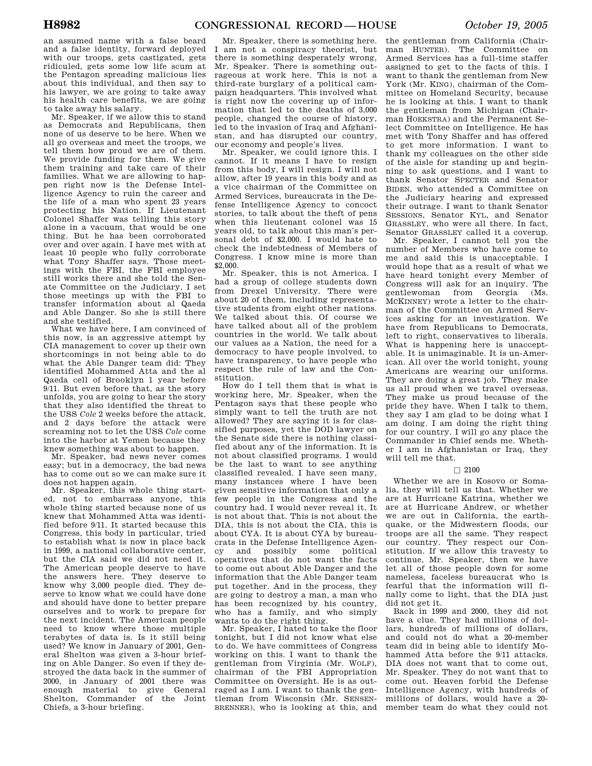an assumed name with a false beard and a false identity, forward deployed with our troops, gets castigated, gets ridiculed, gets some low life scum at the Pentagon spreading malicious lies about this individual, and then say to his lawyer, we are going to take away his health care benefits, we are going to take away his salary.

Mr. Speaker, if we allow this to stand as Democrats and Republicans, then none of us deserve to be here. When we all go overseas and meet the troops, we tell them how proud we are of them. We provide funding for them. We give them training and take care of their families. What we are allowing to happen right now is the Defense Intelligence Agency to ruin the career and the life of a man who spent 23 years protecting his Nation. If Lieutenant Colonel Shaffer was telling this story alone in a vacuum, that would be one thing. But he has been corroborated over and over again. I have met with at least 10 people who fully corroborate what Tony Shaffer says. Those meetings with the FBI, the FBI employee still works there and she told the Senate Committee on the Judiciary, I set those meetings up with the FBI to transfer information about al Qaeda and Able Danger. So she is still there and she testified.

What we have here, I am convinced of this now, is an aggressive attempt by CIA management to cover up their own shortcomings in not being able to do what the Able Danger team did: They identified Mohammed Atta and the al Qaeda cell of Brooklyn 1 year before 9/11. But even before that, as the story unfolds, you are going to hear the story that they also identified the threat to the USS *Cole* 2 weeks before the attack, and 2 days before the attack were screaming not to let the USS *Cole* come into the harbor at Yemen because they knew something was about to happen.

Mr. Speaker, bad news never comes easy; but in a democracy, the bad news has to come out so we can make sure it does not happen again.

Mr. Speaker, this whole thing started, not to embarrass anyone, this whole thing started because none of us knew that Mohammed Atta was identified before 9/11. It started because this Congress, this body in particular, tried to establish what is now in place back in 1999, a national collaborative center, but the CIA said we did not need it. The American people deserve to have the answers here. They deserve to know why 3,000 people died. They deserve to know what we could have done and should have done to better prepare ourselves and to work to prepare for the next incident. The American people need to know where those multiple terabytes of data is. Is it still being used? We know in January of 2001, General Shelton was given a 3-hour briefing on Able Danger. So even if they destroyed the data back in the summer of 2000, in January of 2001 there was enough material to give General Shelton, Commander of the Joint Chiefs, a 3-hour briefing.

Mr. Speaker, there is something here. I am not a conspiracy theorist, but there is something desperately wrong, Mr. Speaker. There is something outrageous at work here. This is not a third-rate burglary of a political campaign headquarters. This involved what is right now the covering up of information that led to the deaths of 3,000 people, changed the course of history, led to the invasion of Iraq and Afghanistan, and has disrupted our country, our economy and people's lives.

Mr. Speaker, we could ignore this. I cannot. If it means I have to resign from this body, I will resign. I will not allow, after 19 years in this body and as a vice chairman of the Committee on Armed Services, bureaucrats in the Defense Intelligence Agency to concoct stories, to talk about the theft of pens when this lieutenant colonel was 15 years old, to talk about this man's personal debt of $2,000. I would hate to check the indebtedness of Members of Congress. I know mine is more than $2,000.

Mr. Speaker, this is not America. I had a group of college students down from Drexel University. There were about 20 of them, including representative students from eight other nations. We talked about this. Of course we have talked about all of the problem countries in the world. We talk about our values as a Nation, the need for a democracy to have people involved, to have transparency, to have people who respect the rule of law and the Constitution.

How do I tell them that is what is working here, Mr. Speaker, when the Pentagon says that these people who simply want to tell the truth are not allowed? They are saying it is for classified purposes, yet the DOD lawyer on the Senate side there is nothing classified about any of the information. It is not about classified programs. I would be the last to want to see anything classified revealed. I have seen many, many instances where I have been given sensitive information that only a few people in the Congress and the country had. I would never reveal it. It is not about that. This is not about the DIA, this is not about the CIA, this is about CYA. It is about CYA by bureaucrats in the Defense Intelligence Agency and possibly some political operatives that do not want the facts to come out about Able Danger and the information that the Able Danger team put together. And in the process, they are going to destroy a man, a man who has been recognized by his country, who has a family, and who simply wants to do the right thing.

Mr. Speaker, I hated to take the floor tonight, but I did not know what else to do. We have committees of Congress working on this. I want to thank the gentleman from Virginia (Mr. WOLF), chairman of the FBI Appropriation Committee on Oversight. He is as outraged as I am. I want to thank the gentleman from Wisconsin (Mr. SENSENBRENNER), who is looking at this, and the gentleman from California (Chairman HUNTER). The Committee on Armed Services has a full-time staffer assigned to get to the facts of this. I want to thank the gentleman from New York (Mr. KING), chairman of the Committee on Homeland Security, because he is looking at this. I want to thank the gentleman from Michigan (Chairman HOEKSTRA) and the Permanent Select Committee on Intelligence. He has met with Tony Shaffer and has offered to get more information. I want to thank my colleagues on the other side of the aisle for standing up and beginning to ask questions, and I want to thank Senator SPECTER and Senator BIDEN, who attended a Committee on the Judiciary hearing and expressed their outrage. I want to thank Senator SESSIONS, Senator KYL, and Senator GRASSLEY, who were all there. In fact, Senator GRASSLEY called it a coverup.

Mr. Speaker, I cannot tell you the number of Members who have come to me and said this is unacceptable. I would hope that as a result of what we have heard tonight every Member of Congress will ask for an inquiry. The gentlewoman from Georgia (Ms. MCKINNEY) wrote a letter to the chairman of the Committee on Armed Services asking for an investigation. We have from Republicans to Democrats, left to right, conservatives to liberals. What is happening here is unacceptable. It is unimaginable. It is un-American. All over the world tonight, young Americans are wearing our uniforms. They are doing a great job. They make us all proud when we travel overseas. They make us proud because of the pride they have. When I talk to them, they say I am glad to be doing what I am doing. I am doing the right thing for our country. I will go any place the Commander in Chief sends me. Whether I am in Afghanistan or Iraq, they will tell me that.

□ 2100

Whether we are in Kosovo or Somalia, they will tell us that. Whether we are at Hurricane Katrina, whether we are at Hurricane Andrew, or whether we are out in California, the earthquake, or the Midwestern floods, our troops are all the same. They respect our country. They respect our Constitution. If we allow this travesty to continue, Mr. Speaker, then we have let all of those people down for some nameless, faceless bureaucrat who is fearful that the information will finally come to light, that the DIA just did not get it.

Back in 1999 and 2000, they did not have a clue. They had millions of dollars, hundreds of millions of dollars, and could not do what a 20-member team did in being able to identify Mohammed Atta before the 9/11 attacks. DIA does not want that to come out, Mr. Speaker. They do not want that to come out. Heaven forbid the Defense Intelligence Agency, with hundreds of millions of dollars, would have a 20-member team do what they could not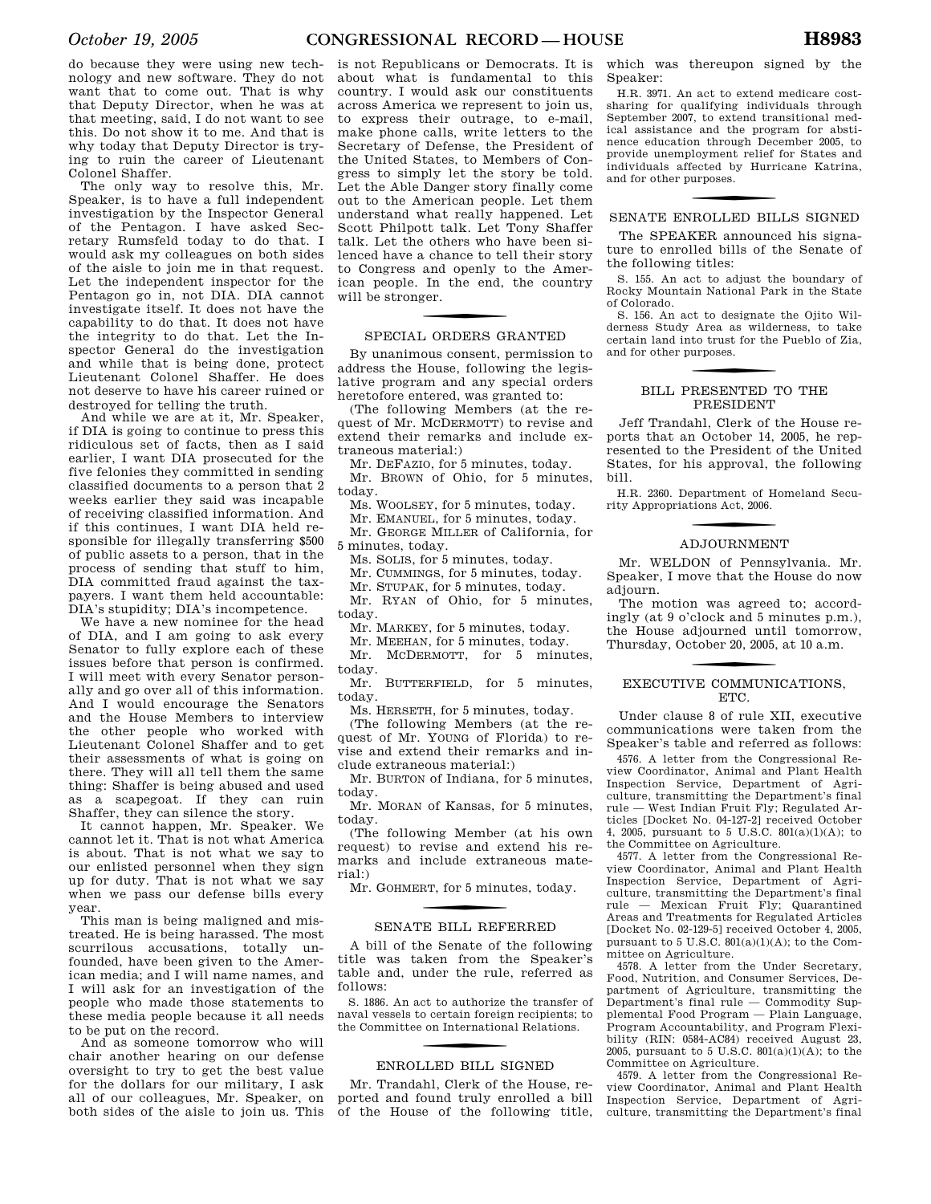do because they were using new technology and new software. They do not want that to come out. That is why that Deputy Director, when he was at that meeting, said, I do not want to see this. Do not show it to me. And that is why today that Deputy Director is trying to ruin the career of Lieutenant Colonel Shaffer.

The only way to resolve this, Mr. Speaker, is to have a full independent investigation by the Inspector General of the Pentagon. I have asked Secretary Rumsfeld today to do that. I would ask my colleagues on both sides of the aisle to join me in that request. Let the independent inspector for the Pentagon go in, not DIA. DIA cannot investigate itself. It does not have the capability to do that. It does not have the integrity to do that. Let the Inspector General do the investigation and while that is being done, protect Lieutenant Colonel Shaffer. He does not deserve to have his career ruined or destroyed for telling the truth.

And while we are at it, Mr. Speaker, if DIA is going to continue to press this ridiculous set of facts, then as I said earlier, I want DIA prosecuted for the five felonies they committed in sending classified documents to a person that 2 weeks earlier they said was incapable of receiving classified information. And if this continues, I want DIA held responsible for illegally transferring $500 of public assets to a person, that in the process of sending that stuff to him, DIA committed fraud against the taxpayers. I want them held accountable: DIA's stupidity; DIA's incompetence.

We have a new nominee for the head of DIA, and I am going to ask every Senator to fully explore each of these issues before that person is confirmed. I will meet with every Senator personally and go over all of this information. And I would encourage the Senators and the House Members to interview the other people who worked with Lieutenant Colonel Shaffer and to get their assessments of what is going on there. They will all tell them the same thing: Shaffer is being abused and used as a scapegoat. If they can ruin Shaffer, they can silence the story.

It cannot happen, Mr. Speaker. We cannot let it. That is not what America is about. That is not what we say to our enlisted personnel when they sign up for duty. That is not what we say when we pass our defense bills every year.

This man is being maligned and mistreated. He is being harassed. The most scurrilous accusations, totally unfounded, have been given to the American media; and I will name names, and I will ask for an investigation of the people who made those statements to these media people because it all needs to be put on the record.

And as someone tomorrow who will chair another hearing on our defense oversight to try to get the best value for the dollars for our military, I ask all of our colleagues, Mr. Speaker, on both sides of the aisle to join us. This is not Republicans or Democrats. It is about what is fundamental to this country. I would ask our constituents across America we represent to join us, to express their outrage, to e-mail, make phone calls, write letters to the Secretary of Defense, the President of the United States, to Members of Congress to simply let the story be told. Let the Able Danger story finally come out to the American people. Let them understand what really happened. Let Scott Philpott talk. Let Tony Shaffer talk. Let the others who have been silenced have a chance to tell their story to Congress and openly to the American people. In the end, the country will be stronger.

## SPECIAL ORDERS GRANTED

By unanimous consent, permission to address the House, following the legislative program and any special orders heretofore entered, was granted to:

(The following Members (at the request of Mr. McDERMOTT) to revise and extend their remarks and include extraneous material:)

Mr. DeFAZIO, for 5 minutes, today.

Mr. BROWN of Ohio, for 5 minutes, today.

Ms. WOOLSEY, for 5 minutes, today.

Mr. EMANUEL, for 5 minutes, today.

Mr. GEORGE MILLER of California, for 5 minutes, today.

Ms. SOLIS, for 5 minutes, today.

Mr. CUMMINGS, for 5 minutes, today.

Mr. STUPAK, for 5 minutes, today.

Mr. RYAN of Ohio, for 5 minutes, today.

Mr. MARKEY, for 5 minutes, today.

Mr. MEEHAN, for 5 minutes, today.

Mr. McDERMOTT, for 5 minutes, today.

Mr. BUTTERFIELD, for 5 minutes, today.

Ms. HERSETH, for 5 minutes, today.

(The following Members (at the request of Mr. YOUNG of Florida) to revise and extend their remarks and include extraneous material:)

Mr. BURTON of Indiana, for 5 minutes, today.

Mr. MORAN of Kansas, for 5 minutes, today.

(The following Member (at his own request) to revise and extend his remarks and include extraneous material:)

Mr. GOHMERT, for 5 minutes, today.

## SENATE BILL REFERRED

A bill of the Senate of the following title was taken from the Speaker's table and, under the rule, referred as follows:

S. 1886. An act to authorize the transfer of naval vessels to certain foreign recipients; to the Committee on International Relations.

## ENROLLED BILL SIGNED

Mr. Trandahl, Clerk of the House, reported and found truly enrolled a bill of the House of the following title, which was thereupon signed by the Speaker:

H.R. 3971. An act to extend medicare cost-sharing for qualifying individuals through September 2007, to extend transitional medical assistance and the program for abstinence education through December 2005, to provide unemployment relief for States and individuals affected by Hurricane Katrina, and for other purposes.

## SENATE ENROLLED BILLS SIGNED

The SPEAKER announced his signature to enrolled bills of the Senate of the following titles:

S. 155. An act to adjust the boundary of Rocky Mountain National Park in the State of Colorado.

S. 156. An act to designate the Ojito Wilderness Study Area as wilderness, to take certain land into trust for the Pueblo of Zia, and for other purposes.

## BILL PRESENTED TO THE PRESIDENT

Jeff Trandahl, Clerk of the House reports that an October 14, 2005, he presented to the President of the United States, for his approval, the following bill.

H.R. 2360. Department of Homeland Security Appropriations Act, 2006.

## ADJOURNMENT

Mr. WELDON of Pennsylvania. Mr. Speaker, I move that the House do now adjourn.

The motion was agreed to; accordingly (at 9 o'clock and 5 minutes p.m.), the House adjourned until tomorrow, Thursday, October 20, 2005, at 10 a.m.

## EXECUTIVE COMMUNICATIONS, ETC.

Under clause 8 of rule XII, executive communications were taken from the Speaker's table and referred as follows:

4576. A letter from the Congressional Review Coordinator, Animal and Plant Health Inspection Service, Department of Agriculture, transmitting the Department's final rule — West Indian Fruit Fly; Regulated Articles [Docket No. 04-127-2] received October 4, 2005, pursuant to 5 U.S.C. 801(a)(1)(A); to the Committee on Agriculture.

4577. A letter from the Congressional Review Coordinator, Animal and Plant Health Inspection Service, Department of Agriculture, transmitting the Department's final rule — Mexican Fruit Fly; Quarantined Areas and Treatments for Regulated Articles [Docket No. 02-129-5] received October 4, 2005, pursuant to 5 U.S.C. 801(a)(1)(A); to the Committee on Agriculture.

4578. A letter from the Under Secretary, Food, Nutrition, and Consumer Services, Department of Agriculture, transmitting the Department's final rule — Commodity Supplemental Food Program — Plain Language, Program Accountability, and Program Flexibility (RIN: 0584-AC84) received August 23, 2005, pursuant to 5 U.S.C. 801(a)(1)(A); to the Committee on Agriculture.

4579. A letter from the Congressional Review Coordinator, Animal and Plant Health Inspection Service, Department of Agriculture, transmitting the Department's final